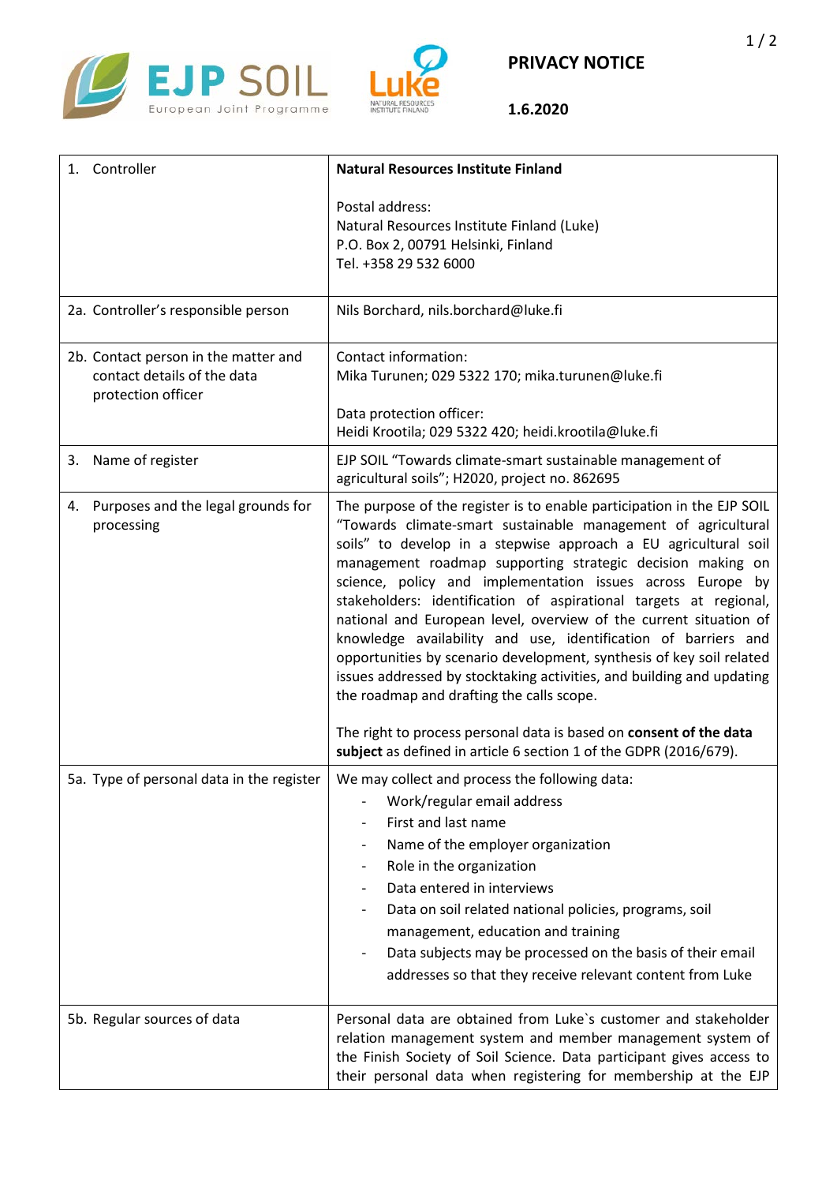# PRIVACY NOTICE

**1.6.2020**

| | |
|---|---|
| 1. Controller | **Natural Resources Institute Finland**<br><br>Postal address:<br>Natural Resources Institute Finland (Luke)<br>P.O. Box 2, 00791 Helsinki, Finland<br>Tel. +358 29 532 6000 |
| 2a. Controller's responsible person | Nils Borchard, nils.borchard@luke.fi |
| 2b. Contact person in the matter and contact details of the data protection officer | Contact information:<br>Mika Turunen; 029 5322 170; mika.turunen@luke.fi<br><br>Data protection officer:<br>Heidi Krootila; 029 5322 420; heidi.krootila@luke.fi |
| 3. Name of register | EJP SOIL "Towards climate-smart sustainable management of agricultural soils"; H2020, project no. 862695 |
| 4. Purposes and the legal grounds for processing | The purpose of the register is to enable participation in the EJP SOIL "Towards climate-smart sustainable management of agricultural soils" to develop in a stepwise approach a EU agricultural soil management roadmap supporting strategic decision making on science, policy and implementation issues across Europe by stakeholders: identification of aspirational targets at regional, national and European level, overview of the current situation of knowledge availability and use, identification of barriers and opportunities by scenario development, synthesis of key soil related issues addressed by stocktaking activities, and building and updating the roadmap and drafting the calls scope.<br><br>The right to process personal data is based on **consent of the data subject** as defined in article 6 section 1 of the GDPR (2016/679). |
| 5a. Type of personal data in the register | We may collect and process the following data:<br>- Work/regular email address<br>- First and last name<br>- Name of the employer organization<br>- Role in the organization<br>- Data entered in interviews<br>- Data on soil related national policies, programs, soil management, education and training<br>- Data subjects may be processed on the basis of their email addresses so that they receive relevant content from Luke |
| 5b. Regular sources of data | Personal data are obtained from Luke`s customer and stakeholder relation management system and member management system of the Finish Society of Soil Science. Data participant gives access to their personal data when registering for membership at the EJP |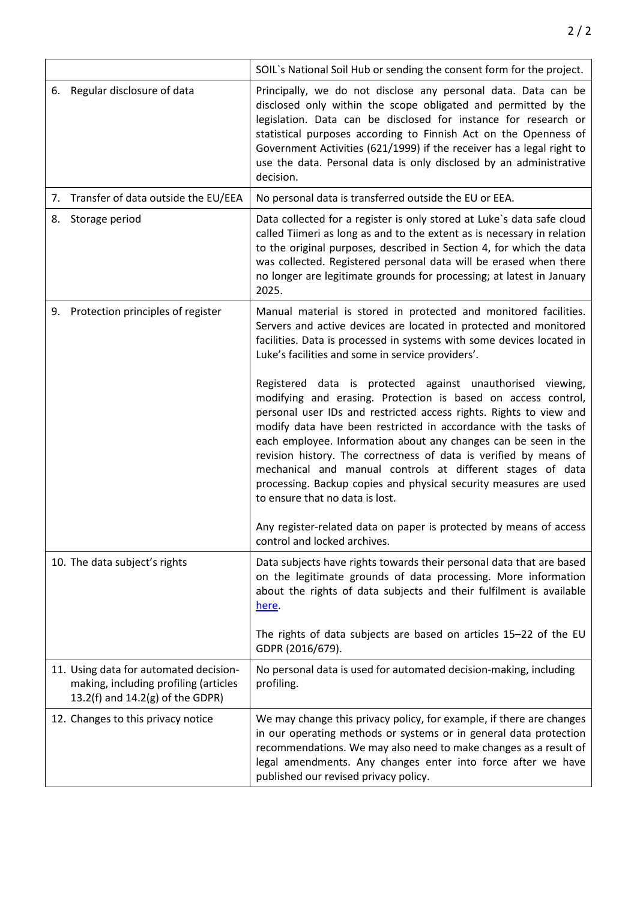| | |
|---|---|
| | SOIL`s National Soil Hub or sending the consent form for the project. |
| 6. Regular disclosure of data | Principally, we do not disclose any personal data. Data can be disclosed only within the scope obligated and permitted by the legislation. Data can be disclosed for instance for research or statistical purposes according to Finnish Act on the Openness of Government Activities (621/1999) if the receiver has a legal right to use the data. Personal data is only disclosed by an administrative decision. |
| 7. Transfer of data outside the EU/EEA | No personal data is transferred outside the EU or EEA. |
| 8. Storage period | Data collected for a register is only stored at Luke`s data safe cloud called Tiimeri as long as and to the extent as is necessary in relation to the original purposes, described in Section 4, for which the data was collected. Registered personal data will be erased when there no longer are legitimate grounds for processing; at latest in January 2025. |
| 9. Protection principles of register | Manual material is stored in protected and monitored facilities. Servers and active devices are located in protected and monitored facilities. Data is processed in systems with some devices located in Luke's facilities and some in service providers'.<br><br>Registered data is protected against unauthorised viewing, modifying and erasing. Protection is based on access control, personal user IDs and restricted access rights. Rights to view and modify data have been restricted in accordance with the tasks of each employee. Information about any changes can be seen in the revision history. The correctness of data is verified by means of mechanical and manual controls at different stages of data processing. Backup copies and physical security measures are used to ensure that no data is lost.<br><br>Any register-related data on paper is protected by means of access control and locked archives. |
| 10. The data subject's rights | Data subjects have rights towards their personal data that are based on the legitimate grounds of data processing. More information about the rights of data subjects and their fulfilment is available here.<br><br>The rights of data subjects are based on articles 15–22 of the EU GDPR (2016/679). |
| 11. Using data for automated decision-making, including profiling (articles 13.2(f) and 14.2(g) of the GDPR) | No personal data is used for automated decision-making, including profiling. |
| 12. Changes to this privacy notice | We may change this privacy policy, for example, if there are changes in our operating methods or systems or in general data protection recommendations. We may also need to make changes as a result of legal amendments. Any changes enter into force after we have published our revised privacy policy. |